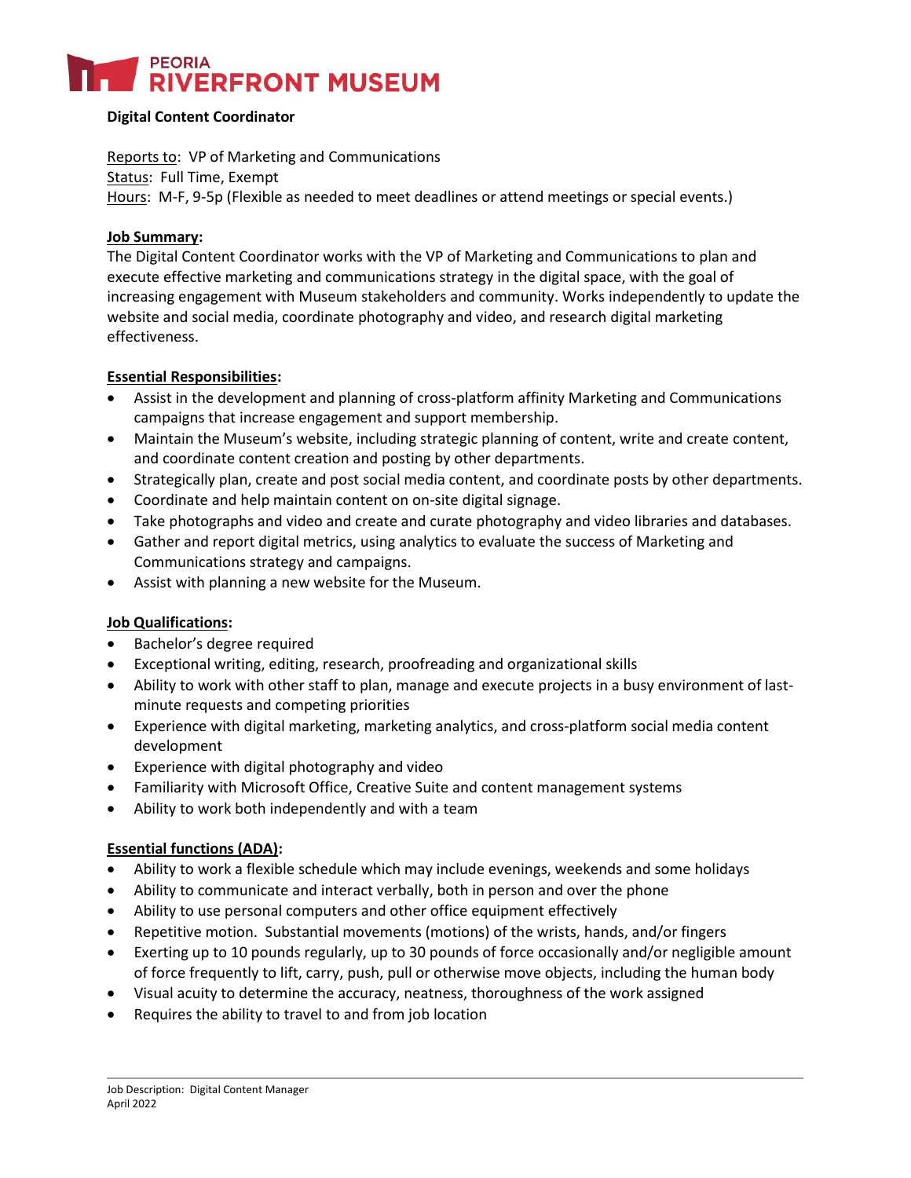# PEORIA RIVERFRONT MUSEUM

**Digital Content Coordinator**

Reports to: VP of Marketing and Communications
Status: Full Time, Exempt
Hours: M-F, 9-5p (Flexible as needed to meet deadlines or attend meetings or special events.)

**Job Summary:**
The Digital Content Coordinator works with the VP of Marketing and Communications to plan and execute effective marketing and communications strategy in the digital space, with the goal of increasing engagement with Museum stakeholders and community. Works independently to update the website and social media, coordinate photography and video, and research digital marketing effectiveness.

**Essential Responsibilities:**

- Assist in the development and planning of cross-platform affinity Marketing and Communications campaigns that increase engagement and support membership.
- Maintain the Museum's website, including strategic planning of content, write and create content, and coordinate content creation and posting by other departments.
- Strategically plan, create and post social media content, and coordinate posts by other departments.
- Coordinate and help maintain content on on-site digital signage.
- Take photographs and video and create and curate photography and video libraries and databases.
- Gather and report digital metrics, using analytics to evaluate the success of Marketing and Communications strategy and campaigns.
- Assist with planning a new website for the Museum.

**Job Qualifications:**

- Bachelor's degree required
- Exceptional writing, editing, research, proofreading and organizational skills
- Ability to work with other staff to plan, manage and execute projects in a busy environment of last-minute requests and competing priorities
- Experience with digital marketing, marketing analytics, and cross-platform social media content development
- Experience with digital photography and video
- Familiarity with Microsoft Office, Creative Suite and content management systems
- Ability to work both independently and with a team

**Essential functions (ADA):**

- Ability to work a flexible schedule which may include evenings, weekends and some holidays
- Ability to communicate and interact verbally, both in person and over the phone
- Ability to use personal computers and other office equipment effectively
- Repetitive motion. Substantial movements (motions) of the wrists, hands, and/or fingers
- Exerting up to 10 pounds regularly, up to 30 pounds of force occasionally and/or negligible amount of force frequently to lift, carry, push, pull or otherwise move objects, including the human body
- Visual acuity to determine the accuracy, neatness, thoroughness of the work assigned
- Requires the ability to travel to and from job location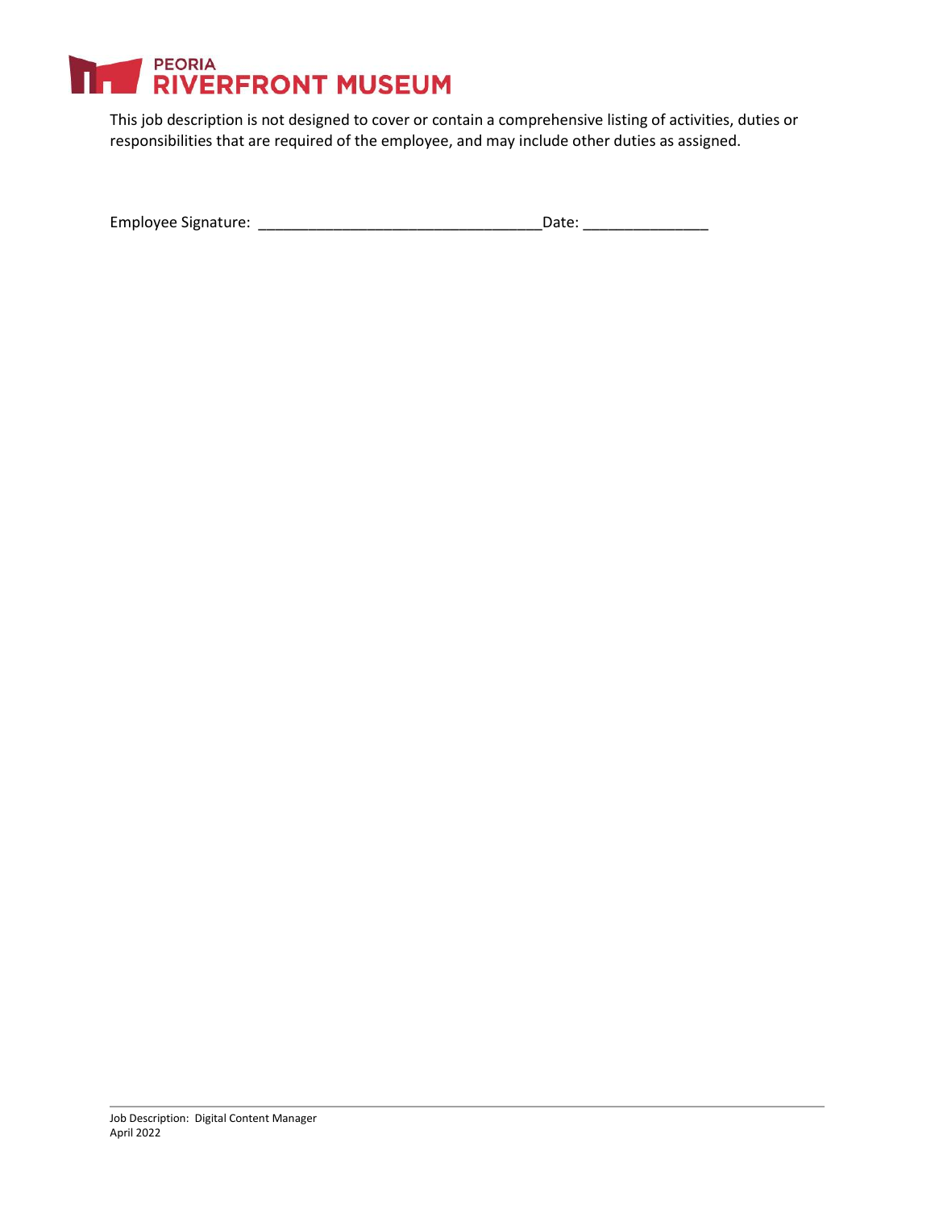This job description is not designed to cover or contain a comprehensive listing of activities, duties or responsibilities that are required of the employee, and may include other duties as assigned.

Employee Signature: ________________________________Date: ______________